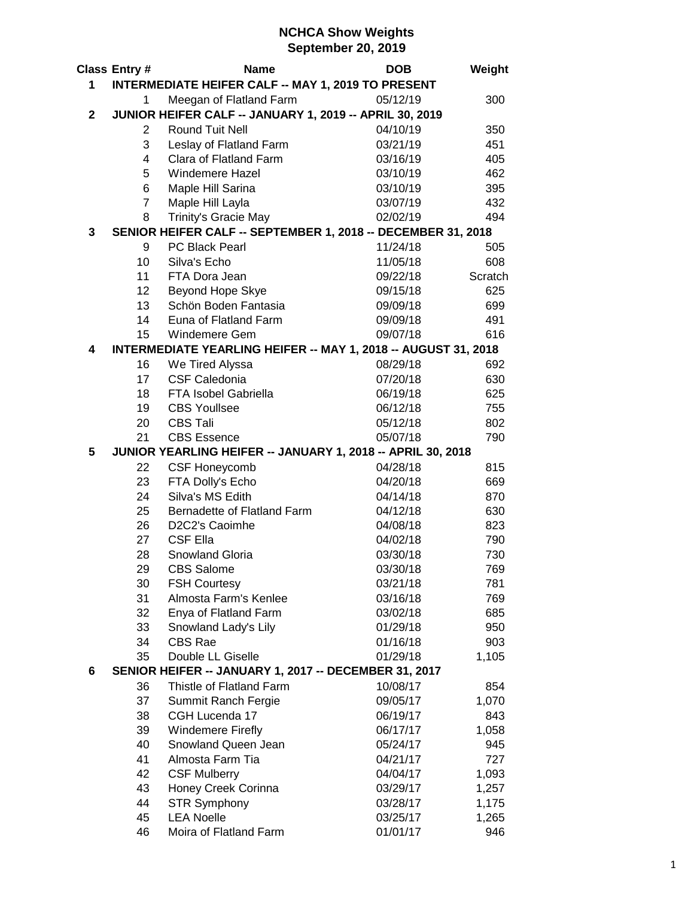# NCHCA Show Weights
## September 20, 2019

| Class | Entry # | Name | DOB | Weight |
|---|---|---|---|---|
| **1** | **INTERMEDIATE HEIFER CALF -- MAY 1, 2019 TO PRESENT** | | | |
| | 1 | Meegan of Flatland Farm | 05/12/19 | 300 |
| **2** | **JUNIOR HEIFER CALF -- JANUARY 1, 2019 -- APRIL 30, 2019** | | | |
| | 2 | Round Tuit Nell | 04/10/19 | 350 |
| | 3 | Leslay of Flatland Farm | 03/21/19 | 451 |
| | 4 | Clara of Flatland Farm | 03/16/19 | 405 |
| | 5 | Windemere Hazel | 03/10/19 | 462 |
| | 6 | Maple Hill Sarina | 03/10/19 | 395 |
| | 7 | Maple Hill Layla | 03/07/19 | 432 |
| | 8 | Trinity's Gracie May | 02/02/19 | 494 |
| **3** | **SENIOR HEIFER CALF -- SEPTEMBER 1, 2018 -- DECEMBER 31, 2018** | | | |
| | 9 | PC Black Pearl | 11/24/18 | 505 |
| | 10 | Silva's Echo | 11/05/18 | 608 |
| | 11 | FTA Dora Jean | 09/22/18 | Scratch |
| | 12 | Beyond Hope Skye | 09/15/18 | 625 |
| | 13 | Schön Boden Fantasia | 09/09/18 | 699 |
| | 14 | Euna of Flatland Farm | 09/09/18 | 491 |
| | 15 | Windemere Gem | 09/07/18 | 616 |
| **4** | **INTERMEDIATE YEARLING HEIFER -- MAY 1, 2018 -- AUGUST 31, 2018** | | | |
| | 16 | We Tired Alyssa | 08/29/18 | 692 |
| | 17 | CSF Caledonia | 07/20/18 | 630 |
| | 18 | FTA Isobel Gabriella | 06/19/18 | 625 |
| | 19 | CBS Youllsee | 06/12/18 | 755 |
| | 20 | CBS Tali | 05/12/18 | 802 |
| | 21 | CBS Essence | 05/07/18 | 790 |
| **5** | **JUNIOR YEARLING HEIFER -- JANUARY 1, 2018 -- APRIL 30, 2018** | | | |
| | 22 | CSF Honeycomb | 04/28/18 | 815 |
| | 23 | FTA Dolly's Echo | 04/20/18 | 669 |
| | 24 | Silva's MS Edith | 04/14/18 | 870 |
| | 25 | Bernadette of Flatland Farm | 04/12/18 | 630 |
| | 26 | D2C2's Caoimhe | 04/08/18 | 823 |
| | 27 | CSF Ella | 04/02/18 | 790 |
| | 28 | Snowland Gloria | 03/30/18 | 730 |
| | 29 | CBS Salome | 03/30/18 | 769 |
| | 30 | FSH Courtesy | 03/21/18 | 781 |
| | 31 | Almosta Farm's Kenlee | 03/16/18 | 769 |
| | 32 | Enya of Flatland Farm | 03/02/18 | 685 |
| | 33 | Snowland Lady's Lily | 01/29/18 | 950 |
| | 34 | CBS Rae | 01/16/18 | 903 |
| | 35 | Double LL Giselle | 01/29/18 | 1,105 |
| **6** | **SENIOR HEIFER -- JANUARY 1, 2017 -- DECEMBER 31, 2017** | | | |
| | 36 | Thistle of Flatland Farm | 10/08/17 | 854 |
| | 37 | Summit Ranch Fergie | 09/05/17 | 1,070 |
| | 38 | CGH Lucenda 17 | 06/19/17 | 843 |
| | 39 | Windemere Firefly | 06/17/17 | 1,058 |
| | 40 | Snowland Queen Jean | 05/24/17 | 945 |
| | 41 | Almosta Farm Tia | 04/21/17 | 727 |
| | 42 | CSF Mulberry | 04/04/17 | 1,093 |
| | 43 | Honey Creek Corinna | 03/29/17 | 1,257 |
| | 44 | STR Symphony | 03/28/17 | 1,175 |
| | 45 | LEA Noelle | 03/25/17 | 1,265 |
| | 46 | Moira of Flatland Farm | 01/01/17 | 946 |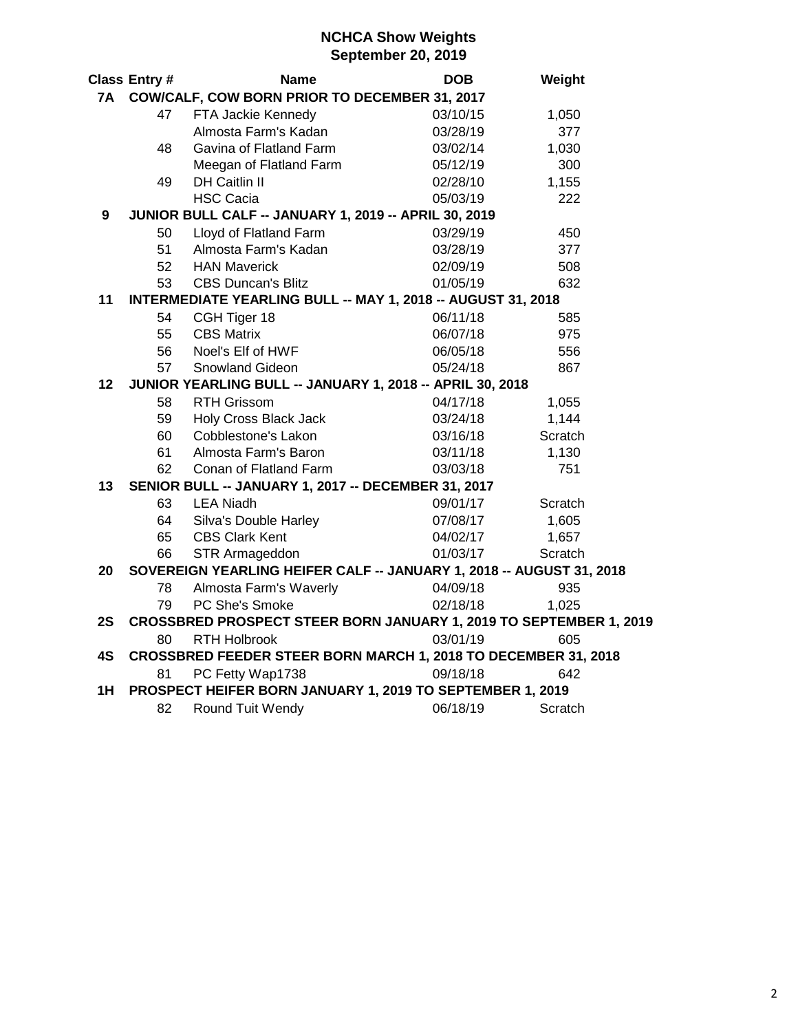# NCHCA Show Weights
## September 20, 2019

| Class | Entry # | Name | DOB | Weight |
|---|---|---|---|---|
| 7A | COW/CALF, COW BORN PRIOR TO DECEMBER 31, 2017 | | | |
| | 47 | FTA Jackie Kennedy | 03/10/15 | 1,050 |
| | | Almosta Farm's Kadan | 03/28/19 | 377 |
| | 48 | Gavina of Flatland Farm | 03/02/14 | 1,030 |
| | | Meegan of Flatland Farm | 05/12/19 | 300 |
| | 49 | DH Caitlin II | 02/28/10 | 1,155 |
| | | HSC Cacia | 05/03/19 | 222 |
| 9 | JUNIOR BULL CALF -- JANUARY 1, 2019 -- APRIL 30, 2019 | | | |
| | 50 | Lloyd of Flatland Farm | 03/29/19 | 450 |
| | 51 | Almosta Farm's Kadan | 03/28/19 | 377 |
| | 52 | HAN Maverick | 02/09/19 | 508 |
| | 53 | CBS Duncan's Blitz | 01/05/19 | 632 |
| 11 | INTERMEDIATE YEARLING BULL -- MAY 1, 2018 -- AUGUST 31, 2018 | | | |
| | 54 | CGH Tiger 18 | 06/11/18 | 585 |
| | 55 | CBS Matrix | 06/07/18 | 975 |
| | 56 | Noel's Elf of HWF | 06/05/18 | 556 |
| | 57 | Snowland Gideon | 05/24/18 | 867 |
| 12 | JUNIOR YEARLING BULL -- JANUARY 1, 2018 -- APRIL 30, 2018 | | | |
| | 58 | RTH Grissom | 04/17/18 | 1,055 |
| | 59 | Holy Cross Black Jack | 03/24/18 | 1,144 |
| | 60 | Cobblestone's Lakon | 03/16/18 | Scratch |
| | 61 | Almosta Farm's Baron | 03/11/18 | 1,130 |
| | 62 | Conan of Flatland Farm | 03/03/18 | 751 |
| 13 | SENIOR BULL -- JANUARY 1, 2017 -- DECEMBER 31, 2017 | | | |
| | 63 | LEA Niadh | 09/01/17 | Scratch |
| | 64 | Silva's Double Harley | 07/08/17 | 1,605 |
| | 65 | CBS Clark Kent | 04/02/17 | 1,657 |
| | 66 | STR Armageddon | 01/03/17 | Scratch |
| 20 | SOVEREIGN YEARLING HEIFER CALF -- JANUARY 1, 2018 -- AUGUST 31, 2018 | | | |
| | 78 | Almosta Farm's Waverly | 04/09/18 | 935 |
| | 79 | PC She's Smoke | 02/18/18 | 1,025 |
| 2S | CROSSBRED PROSPECT STEER BORN JANUARY 1, 2019 TO SEPTEMBER 1, 2019 | | | |
| | 80 | RTH Holbrook | 03/01/19 | 605 |
| 4S | CROSSBRED FEEDER STEER BORN MARCH 1, 2018 TO DECEMBER 31, 2018 | | | |
| | 81 | PC Fetty Wap1738 | 09/18/18 | 642 |
| 1H | PROSPECT HEIFER BORN JANUARY 1, 2019 TO SEPTEMBER 1, 2019 | | | |
| | 82 | Round Tuit Wendy | 06/18/19 | Scratch |